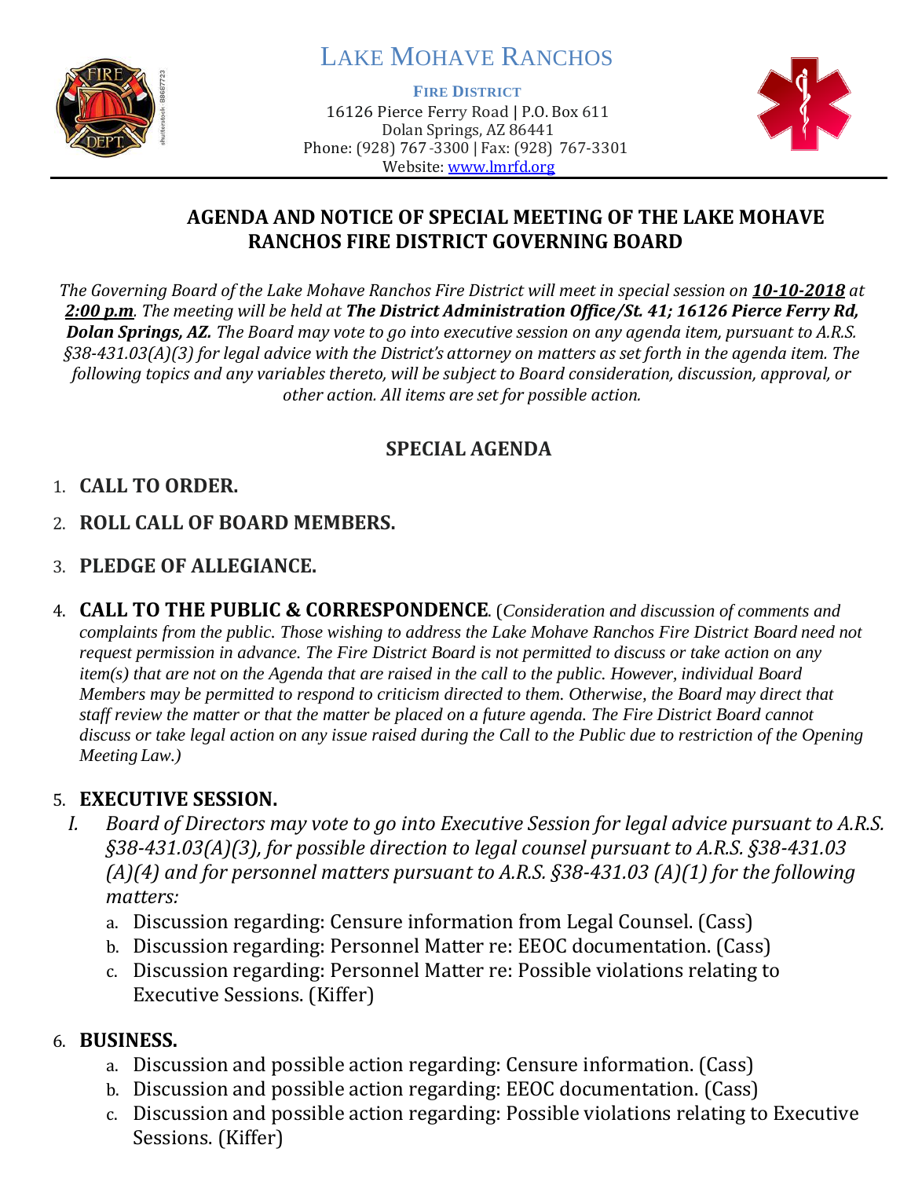# LAKE MOHAVE RANCHOS

**FIRE DISTRICT**

16126 Pierce Ferry Road | P.O. Box 611
Dolan Springs, AZ 86441
Phone: (928) 767-3300 | Fax: (928) 767-3301
Website: www.lmrfd.org

## AGENDA AND NOTICE OF SPECIAL MEETING OF THE LAKE MOHAVE RANCHOS FIRE DISTRICT GOVERNING BOARD

*The Governing Board of the Lake Mohave Ranchos Fire District will meet in special session on **10-10-2018** at **2:00 p.m**. The meeting will be held at **The District Administration Office/St. 41; 16126 Pierce Ferry Rd, Dolan Springs, AZ.** The Board may vote to go into executive session on any agenda item, pursuant to A.R.S. §38-431.03(A)(3) for legal advice with the District's attorney on matters as set forth in the agenda item. The following topics and any variables thereto, will be subject to Board consideration, discussion, approval, or other action. All items are set for possible action.*

### SPECIAL AGENDA

1. **CALL TO ORDER.**
2. **ROLL CALL OF BOARD MEMBERS.**
3. **PLEDGE OF ALLEGIANCE.**
4. **CALL TO THE PUBLIC & CORRESPONDENCE**. (*Consideration and discussion of comments and complaints from the public. Those wishing to address the Lake Mohave Ranchos Fire District Board need not request permission in advance. The Fire District Board is not permitted to discuss or take action on any item(s) that are not on the Agenda that are raised in the call to the public. However, individual Board Members may be permitted to respond to criticism directed to them. Otherwise, the Board may direct that staff review the matter or that the matter be placed on a future agenda. The Fire District Board cannot discuss or take legal action on any issue raised during the Call to the Public due to restriction of the Opening Meeting Law.)*
5. **EXECUTIVE SESSION.**
   I. *Board of Directors may vote to go into Executive Session for legal advice pursuant to A.R.S. §38-431.03(A)(3), for possible direction to legal counsel pursuant to A.R.S. §38-431.03 (A)(4) and for personnel matters pursuant to A.R.S. §38-431.03 (A)(1) for the following matters:*
      a. Discussion regarding: Censure information from Legal Counsel. (Cass)
      b. Discussion regarding: Personnel Matter re: EEOC documentation. (Cass)
      c. Discussion regarding: Personnel Matter re: Possible violations relating to Executive Sessions. (Kiffer)
6. **BUSINESS.**
   a. Discussion and possible action regarding: Censure information. (Cass)
   b. Discussion and possible action regarding: EEOC documentation. (Cass)
   c. Discussion and possible action regarding: Possible violations relating to Executive Sessions. (Kiffer)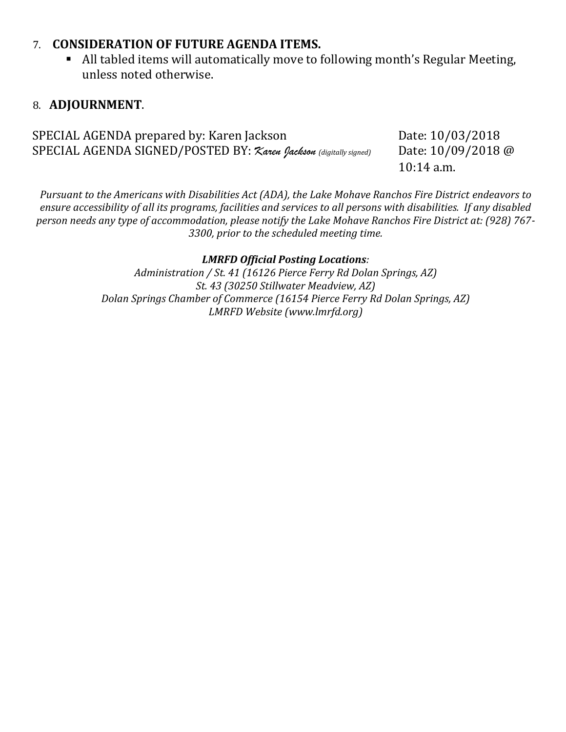7. **CONSIDERATION OF FUTURE AGENDA ITEMS.**
   - All tabled items will automatically move to following month's Regular Meeting, unless noted otherwise.

8. **ADJOURNMENT**.

SPECIAL AGENDA prepared by: Karen Jackson Date: 10/03/2018
SPECIAL AGENDA SIGNED/POSTED BY: *Karen Jackson (digitally signed)* Date: 10/09/2018 @ 10:14 a.m.

*Pursuant to the Americans with Disabilities Act (ADA), the Lake Mohave Ranchos Fire District endeavors to ensure accessibility of all its programs, facilities and services to all persons with disabilities. If any disabled person needs any type of accommodation, please notify the Lake Mohave Ranchos Fire District at: (928) 767-3300, prior to the scheduled meeting time.*

***LMRFD Official Posting Locations**:*
*Administration / St. 41 (16126 Pierce Ferry Rd Dolan Springs, AZ)*
*St. 43 (30250 Stillwater Meadview, AZ)*
*Dolan Springs Chamber of Commerce (16154 Pierce Ferry Rd Dolan Springs, AZ)*
*LMRFD Website (www.lmrfd.org)*